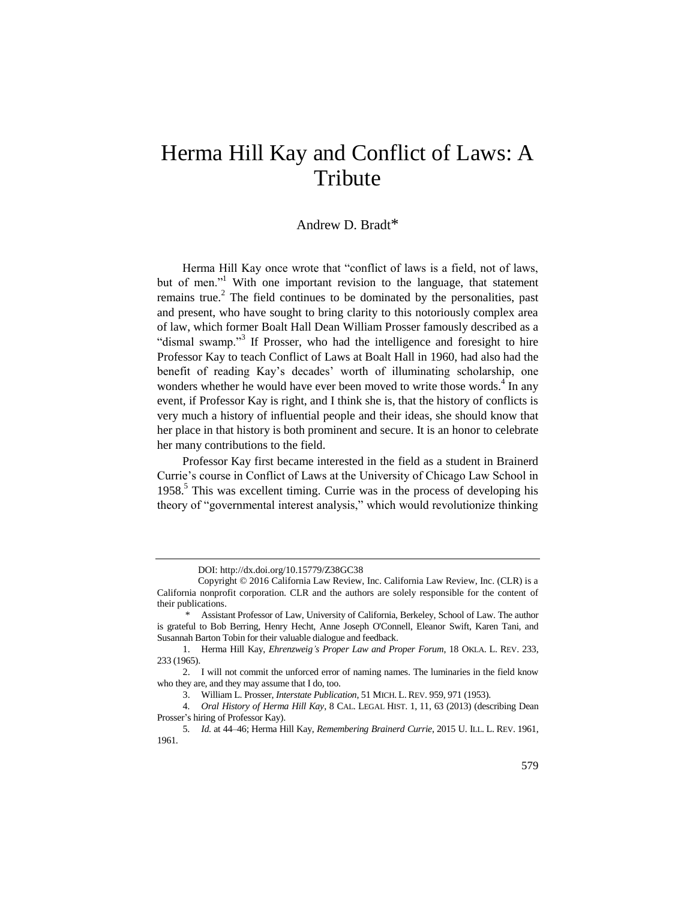# Herma Hill Kay and Conflict of Laws: A Tribute

Andrew D. Bradt*

Herma Hill Kay once wrote that "conflict of laws is a field, not of laws, but of men."[1] With one important revision to the language, that statement remains true.[2] The field continues to be dominated by the personalities, past and present, who have sought to bring clarity to this notoriously complex area of law, which former Boalt Hall Dean William Prosser famously described as a "dismal swamp."[3] If Prosser, who had the intelligence and foresight to hire Professor Kay to teach Conflict of Laws at Boalt Hall in 1960, had also had the benefit of reading Kay's decades' worth of illuminating scholarship, one wonders whether he would have ever been moved to write those words.[4] In any event, if Professor Kay is right, and I think she is, that the history of conflicts is very much a history of influential people and their ideas, she should know that her place in that history is both prominent and secure. It is an honor to celebrate her many contributions to the field.

Professor Kay first became interested in the field as a student in Brainerd Currie's course in Conflict of Laws at the University of Chicago Law School in 1958.[5] This was excellent timing. Currie was in the process of developing his theory of "governmental interest analysis," which would revolutionize thinking

---

DOI: http://dx.doi.org/10.15779/Z38GC38

Copyright © 2016 California Law Review, Inc. California Law Review, Inc. (CLR) is a California nonprofit corporation. CLR and the authors are solely responsible for the content of their publications.

\* Assistant Professor of Law, University of California, Berkeley, School of Law. The author is grateful to Bob Berring, Henry Hecht, Anne Joseph O'Connell, Eleanor Swift, Karen Tani, and Susannah Barton Tobin for their valuable dialogue and feedback.

1. Herma Hill Kay, *Ehrenzweig's Proper Law and Proper Forum*, 18 OKLA. L. REV. 233, 233 (1965).

2. I will not commit the unforced error of naming names. The luminaries in the field know who they are, and they may assume that I do, too.

3. William L. Prosser, *Interstate Publication*, 51 MICH. L. REV. 959, 971 (1953).

4. *Oral History of Herma Hill Kay*, 8 CAL. LEGAL HIST. 1, 11, 63 (2013) (describing Dean Prosser's hiring of Professor Kay).

5. *Id.* at 44–46; Herma Hill Kay, *Remembering Brainerd Currie*, 2015 U. ILL. L. REV. 1961, 1961.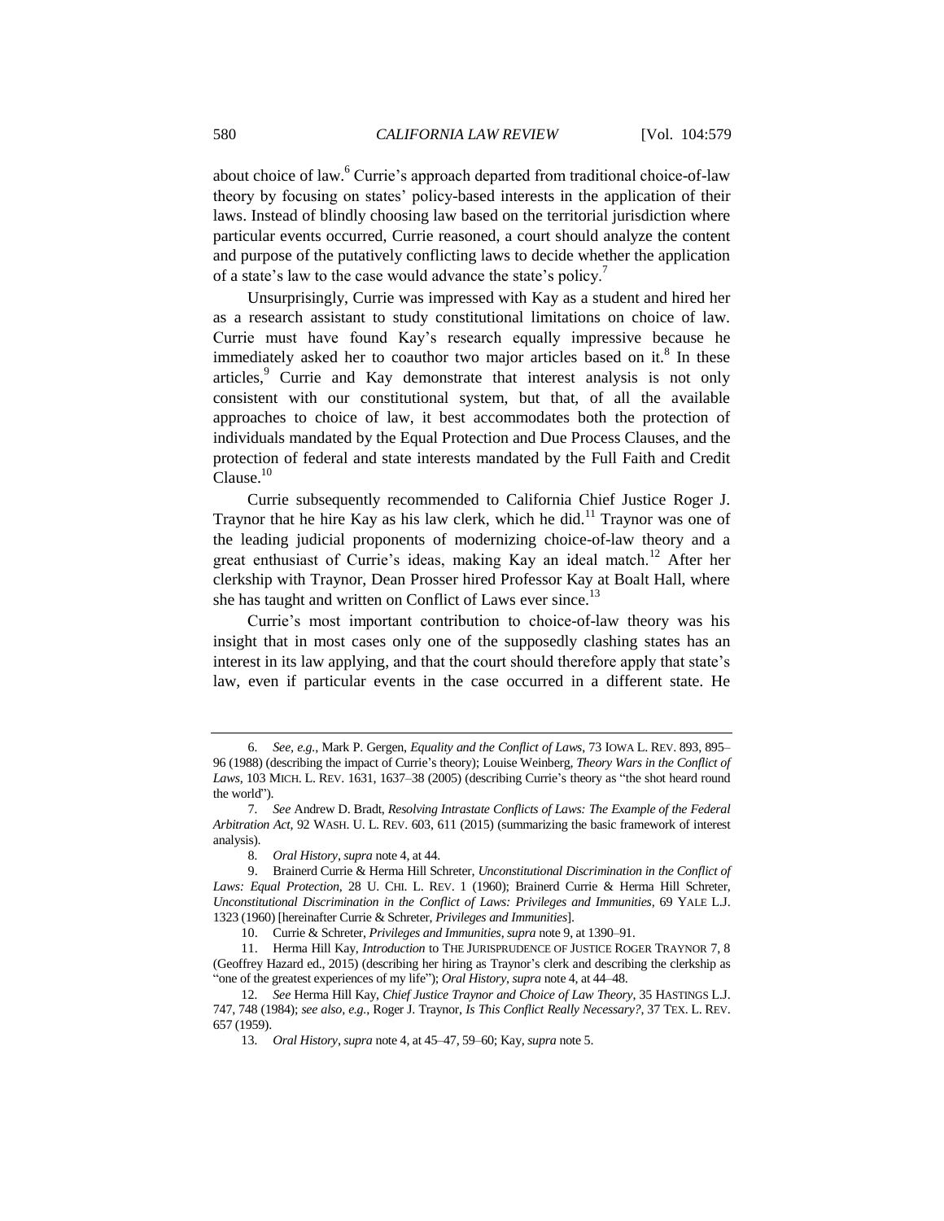about choice of law.[6] Currie's approach departed from traditional choice-of-law theory by focusing on states' policy-based interests in the application of their laws. Instead of blindly choosing law based on the territorial jurisdiction where particular events occurred, Currie reasoned, a court should analyze the content and purpose of the putatively conflicting laws to decide whether the application of a state's law to the case would advance the state's policy.[7]

Unsurprisingly, Currie was impressed with Kay as a student and hired her as a research assistant to study constitutional limitations on choice of law. Currie must have found Kay's research equally impressive because he immediately asked her to coauthor two major articles based on it.[8] In these articles,[9] Currie and Kay demonstrate that interest analysis is not only consistent with our constitutional system, but that, of all the available approaches to choice of law, it best accommodates both the protection of individuals mandated by the Equal Protection and Due Process Clauses, and the protection of federal and state interests mandated by the Full Faith and Credit Clause.[10]

Currie subsequently recommended to California Chief Justice Roger J. Traynor that he hire Kay as his law clerk, which he did.[11] Traynor was one of the leading judicial proponents of modernizing choice-of-law theory and a great enthusiast of Currie's ideas, making Kay an ideal match.[12] After her clerkship with Traynor, Dean Prosser hired Professor Kay at Boalt Hall, where she has taught and written on Conflict of Laws ever since.[13]

Currie's most important contribution to choice-of-law theory was his insight that in most cases only one of the supposedly clashing states has an interest in its law applying, and that the court should therefore apply that state's law, even if particular events in the case occurred in a different state. He

---

6. *See, e.g.*, Mark P. Gergen, *Equality and the Conflict of Laws*, 73 IOWA L. REV. 893, 895–96 (1988) (describing the impact of Currie's theory); Louise Weinberg, *Theory Wars in the Conflict of Laws*, 103 MICH. L. REV. 1631, 1637–38 (2005) (describing Currie's theory as "the shot heard round the world").

7. *See* Andrew D. Bradt, *Resolving Intrastate Conflicts of Laws: The Example of the Federal Arbitration Act*, 92 WASH. U. L. REV. 603, 611 (2015) (summarizing the basic framework of interest analysis).

8. *Oral History*, *supra* note 4, at 44.

9. Brainerd Currie & Herma Hill Schreter, *Unconstitutional Discrimination in the Conflict of Laws: Equal Protection*, 28 U. CHI. L. REV. 1 (1960); Brainerd Currie & Herma Hill Schreter, *Unconstitutional Discrimination in the Conflict of Laws: Privileges and Immunities*, 69 YALE L.J. 1323 (1960) [hereinafter Currie & Schreter, *Privileges and Immunities*].

10. Currie & Schreter, *Privileges and Immunities*, *supra* note 9, at 1390–91.

11. Herma Hill Kay, *Introduction* to THE JURISPRUDENCE OF JUSTICE ROGER TRAYNOR 7, 8 (Geoffrey Hazard ed., 2015) (describing her hiring as Traynor's clerk and describing the clerkship as "one of the greatest experiences of my life"); *Oral History*, *supra* note 4, at 44–48.

12. *See* Herma Hill Kay, *Chief Justice Traynor and Choice of Law Theory*, 35 HASTINGS L.J. 747, 748 (1984); *see also, e.g.*, Roger J. Traynor, *Is This Conflict Really Necessary?*, 37 TEX. L. REV. 657 (1959).

13. *Oral History*, *supra* note 4, at 45–47, 59–60; Kay, *supra* note 5.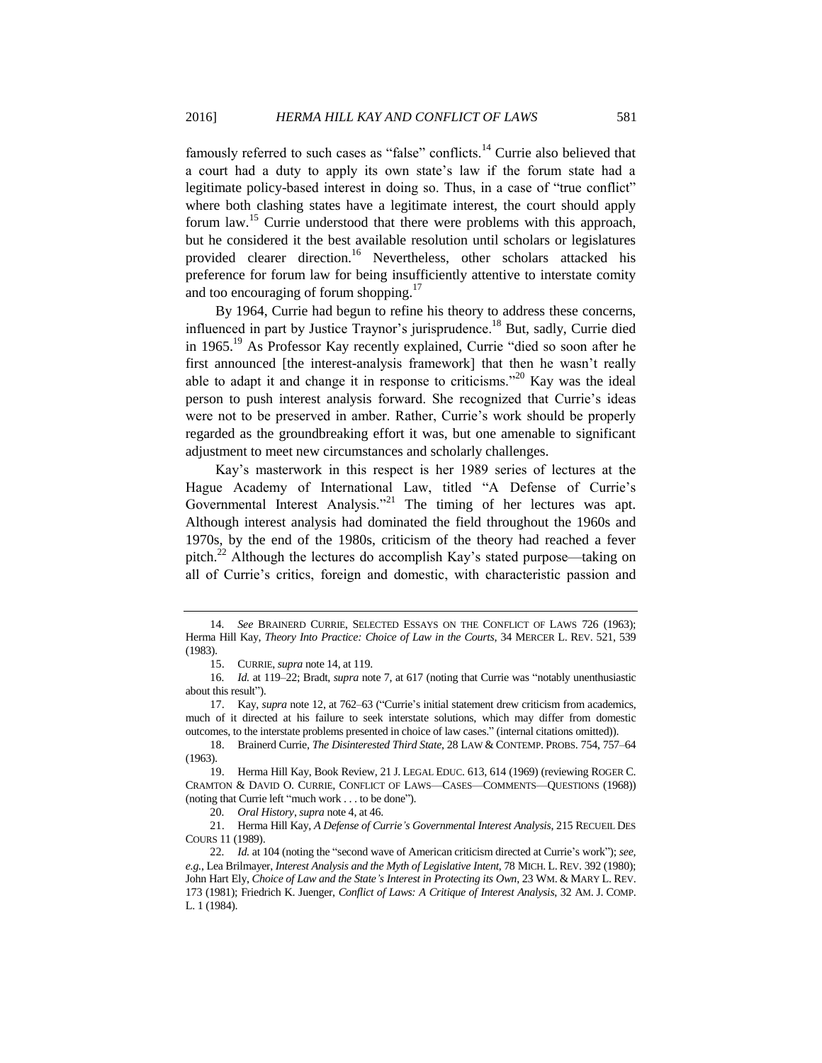famously referred to such cases as "false" conflicts.[14] Currie also believed that a court had a duty to apply its own state's law if the forum state had a legitimate policy-based interest in doing so. Thus, in a case of "true conflict" where both clashing states have a legitimate interest, the court should apply forum law.[15] Currie understood that there were problems with this approach, but he considered it the best available resolution until scholars or legislatures provided clearer direction.[16] Nevertheless, other scholars attacked his preference for forum law for being insufficiently attentive to interstate comity and too encouraging of forum shopping.[17]

By 1964, Currie had begun to refine his theory to address these concerns, influenced in part by Justice Traynor's jurisprudence.[18] But, sadly, Currie died in 1965.[19] As Professor Kay recently explained, Currie "died so soon after he first announced [the interest-analysis framework] that then he wasn't really able to adapt it and change it in response to criticisms."[20] Kay was the ideal person to push interest analysis forward. She recognized that Currie's ideas were not to be preserved in amber. Rather, Currie's work should be properly regarded as the groundbreaking effort it was, but one amenable to significant adjustment to meet new circumstances and scholarly challenges.

Kay's masterwork in this respect is her 1989 series of lectures at the Hague Academy of International Law, titled "A Defense of Currie's Governmental Interest Analysis."[21] The timing of her lectures was apt. Although interest analysis had dominated the field throughout the 1960s and 1970s, by the end of the 1980s, criticism of the theory had reached a fever pitch.[22] Although the lectures do accomplish Kay's stated purpose—taking on all of Currie's critics, foreign and domestic, with characteristic passion and

---

14. *See* BRAINERD CURRIE, SELECTED ESSAYS ON THE CONFLICT OF LAWS 726 (1963); Herma Hill Kay, *Theory Into Practice: Choice of Law in the Courts*, 34 MERCER L. REV. 521, 539 (1983).

15. CURRIE, *supra* note 14, at 119.

16. *Id.* at 119–22; Bradt, *supra* note 7, at 617 (noting that Currie was "notably unenthusiastic about this result").

17. Kay, *supra* note 12, at 762–63 ("Currie's initial statement drew criticism from academics, much of it directed at his failure to seek interstate solutions, which may differ from domestic outcomes, to the interstate problems presented in choice of law cases." (internal citations omitted)).

18. Brainerd Currie, *The Disinterested Third State*, 28 LAW & CONTEMP. PROBS. 754, 757–64 (1963).

19. Herma Hill Kay, Book Review, 21 J. LEGAL EDUC. 613, 614 (1969) (reviewing ROGER C. CRAMTON & DAVID O. CURRIE, CONFLICT OF LAWS—CASES—COMMENTS—QUESTIONS (1968)) (noting that Currie left "much work . . . to be done").

20. *Oral History*, *supra* note 4, at 46.

21. Herma Hill Kay, *A Defense of Currie's Governmental Interest Analysis*, 215 RECUEIL DES COURS 11 (1989).

22. *Id.* at 104 (noting the "second wave of American criticism directed at Currie's work"); *see, e.g.*, Lea Brilmayer, *Interest Analysis and the Myth of Legislative Intent*, 78 MICH. L. REV. 392 (1980); John Hart Ely, *Choice of Law and the State's Interest in Protecting its Own*, 23 WM. & MARY L. REV. 173 (1981); Friedrich K. Juenger, *Conflict of Laws: A Critique of Interest Analysis*, 32 AM. J. COMP. L. 1 (1984).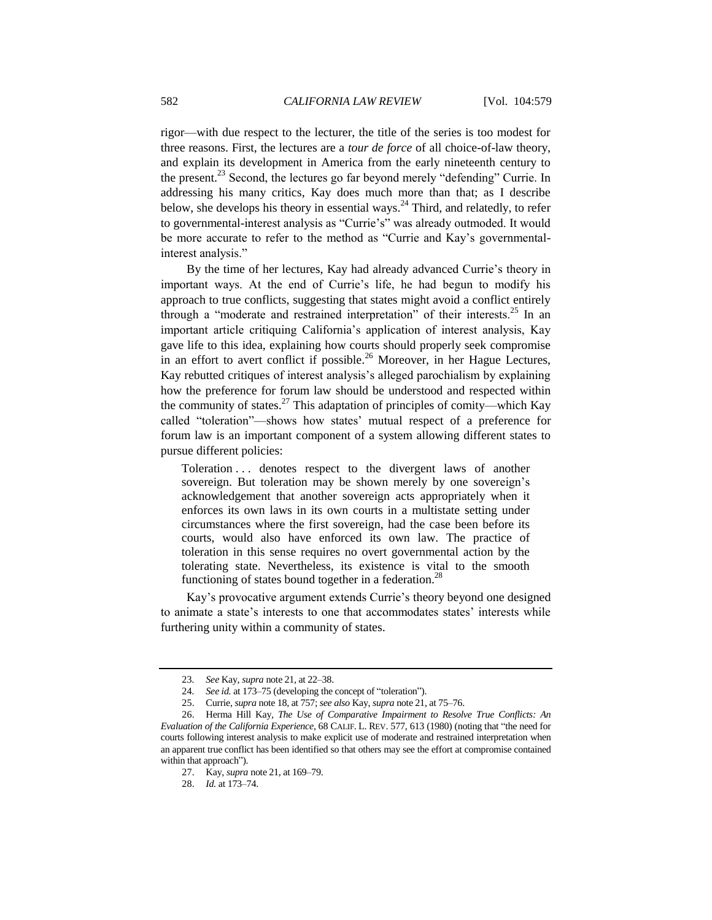rigor—with due respect to the lecturer, the title of the series is too modest for three reasons. First, the lectures are a *tour de force* of all choice-of-law theory, and explain its development in America from the early nineteenth century to the present.[23] Second, the lectures go far beyond merely "defending" Currie. In addressing his many critics, Kay does much more than that; as I describe below, she develops his theory in essential ways.[24] Third, and relatedly, to refer to governmental-interest analysis as "Currie's" was already outmoded. It would be more accurate to refer to the method as "Currie and Kay's governmental-interest analysis."

By the time of her lectures, Kay had already advanced Currie's theory in important ways. At the end of Currie's life, he had begun to modify his approach to true conflicts, suggesting that states might avoid a conflict entirely through a "moderate and restrained interpretation" of their interests.[25] In an important article critiquing California's application of interest analysis, Kay gave life to this idea, explaining how courts should properly seek compromise in an effort to avert conflict if possible.[26] Moreover, in her Hague Lectures, Kay rebutted critiques of interest analysis's alleged parochialism by explaining how the preference for forum law should be understood and respected within the community of states.[27] This adaptation of principles of comity—which Kay called "toleration"—shows how states' mutual respect of a preference for forum law is an important component of a system allowing different states to pursue different policies:

> Toleration . . . denotes respect to the divergent laws of another sovereign. But toleration may be shown merely by one sovereign's acknowledgement that another sovereign acts appropriately when it enforces its own laws in its own courts in a multistate setting under circumstances where the first sovereign, had the case been before its courts, would also have enforced its own law. The practice of toleration in this sense requires no overt governmental action by the tolerating state. Nevertheless, its existence is vital to the smooth functioning of states bound together in a federation.[28]

Kay's provocative argument extends Currie's theory beyond one designed to animate a state's interests to one that accommodates states' interests while furthering unity within a community of states.

---

23. *See* Kay, *supra* note 21, at 22–38.

24. *See id.* at 173–75 (developing the concept of "toleration").

25. Currie, *supra* note 18, at 757; *see also* Kay, *supra* note 21, at 75–76.

26. Herma Hill Kay, *The Use of Comparative Impairment to Resolve True Conflicts: An Evaluation of the California Experience*, 68 CALIF. L. REV. 577, 613 (1980) (noting that "the need for courts following interest analysis to make explicit use of moderate and restrained interpretation when an apparent true conflict has been identified so that others may see the effort at compromise contained within that approach").

27. Kay, *supra* note 21, at 169–79.

28. *Id.* at 173–74.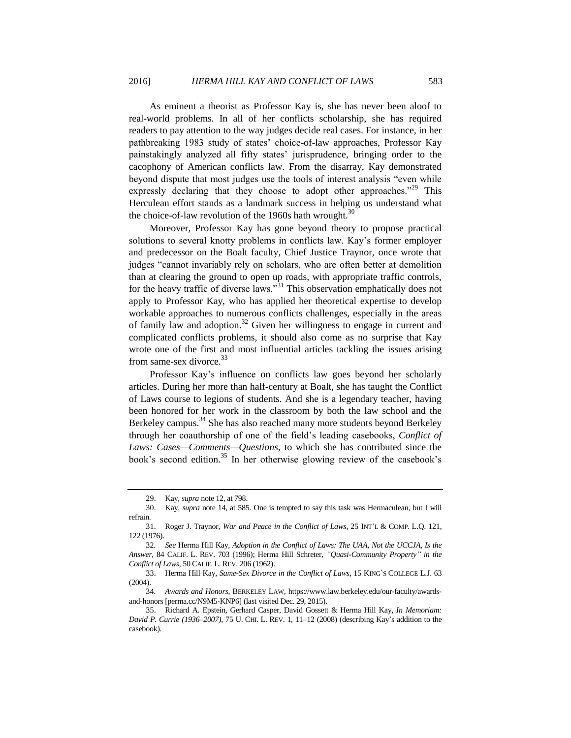As eminent a theorist as Professor Kay is, she has never been aloof to real-world problems. In all of her conflicts scholarship, she has required readers to pay attention to the way judges decide real cases. For instance, in her pathbreaking 1983 study of states' choice-of-law approaches, Professor Kay painstakingly analyzed all fifty states' jurisprudence, bringing order to the cacophony of American conflicts law. From the disarray, Kay demonstrated beyond dispute that most judges use the tools of interest analysis "even while expressly declaring that they choose to adopt other approaches."[29] This Herculean effort stands as a landmark success in helping us understand what the choice-of-law revolution of the 1960s hath wrought.[30]

Moreover, Professor Kay has gone beyond theory to propose practical solutions to several knotty problems in conflicts law. Kay's former employer and predecessor on the Boalt faculty, Chief Justice Traynor, once wrote that judges "cannot invariably rely on scholars, who are often better at demolition than at clearing the ground to open up roads, with appropriate traffic controls, for the heavy traffic of diverse laws."[31] This observation emphatically does not apply to Professor Kay, who has applied her theoretical expertise to develop workable approaches to numerous conflicts challenges, especially in the areas of family law and adoption.[32] Given her willingness to engage in current and complicated conflicts problems, it should also come as no surprise that Kay wrote one of the first and most influential articles tackling the issues arising from same-sex divorce.[33]

Professor Kay's influence on conflicts law goes beyond her scholarly articles. During her more than half-century at Boalt, she has taught the Conflict of Laws course to legions of students. And she is a legendary teacher, having been honored for her work in the classroom by both the law school and the Berkeley campus.[34] She has also reached many more students beyond Berkeley through her coauthorship of one of the field's leading casebooks, *Conflict of Laws: Cases—Comments—Questions*, to which she has contributed since the book's second edition.[35] In her otherwise glowing review of the casebook's

---

29. Kay, *supra* note 12, at 798.

30. Kay, *supra* note 14, at 585. One is tempted to say this task was Hermaculean, but I will refrain.

31. Roger J. Traynor, *War and Peace in the Conflict of Laws*, 25 INT'L & COMP. L.Q. 121, 122 (1976).

32. *See* Herma Hill Kay, *Adoption in the Conflict of Laws: The UAA, Not the UCCJA, Is the Answer*, 84 CALIF. L. REV. 703 (1996); Herma Hill Schreter, *"Quasi-Community Property" in the Conflict of Laws*, 50 CALIF. L. REV. 206 (1962).

33. Herma Hill Kay, *Same-Sex Divorce in the Conflict of Laws*, 15 KING'S COLLEGE L.J. 63 (2004).

34. *Awards and Honors*, BERKELEY LAW, https://www.law.berkeley.edu/our-faculty/awards-and-honors [perma.cc/N9M5-KNP6] (last visited Dec. 29, 2015).

35. Richard A. Epstein, Gerhard Casper, David Gossett & Herma Hill Kay, *In Memoriam: David P. Currie (1936–2007)*, 75 U. CHI. L. REV. 1, 11–12 (2008) (describing Kay's addition to the casebook).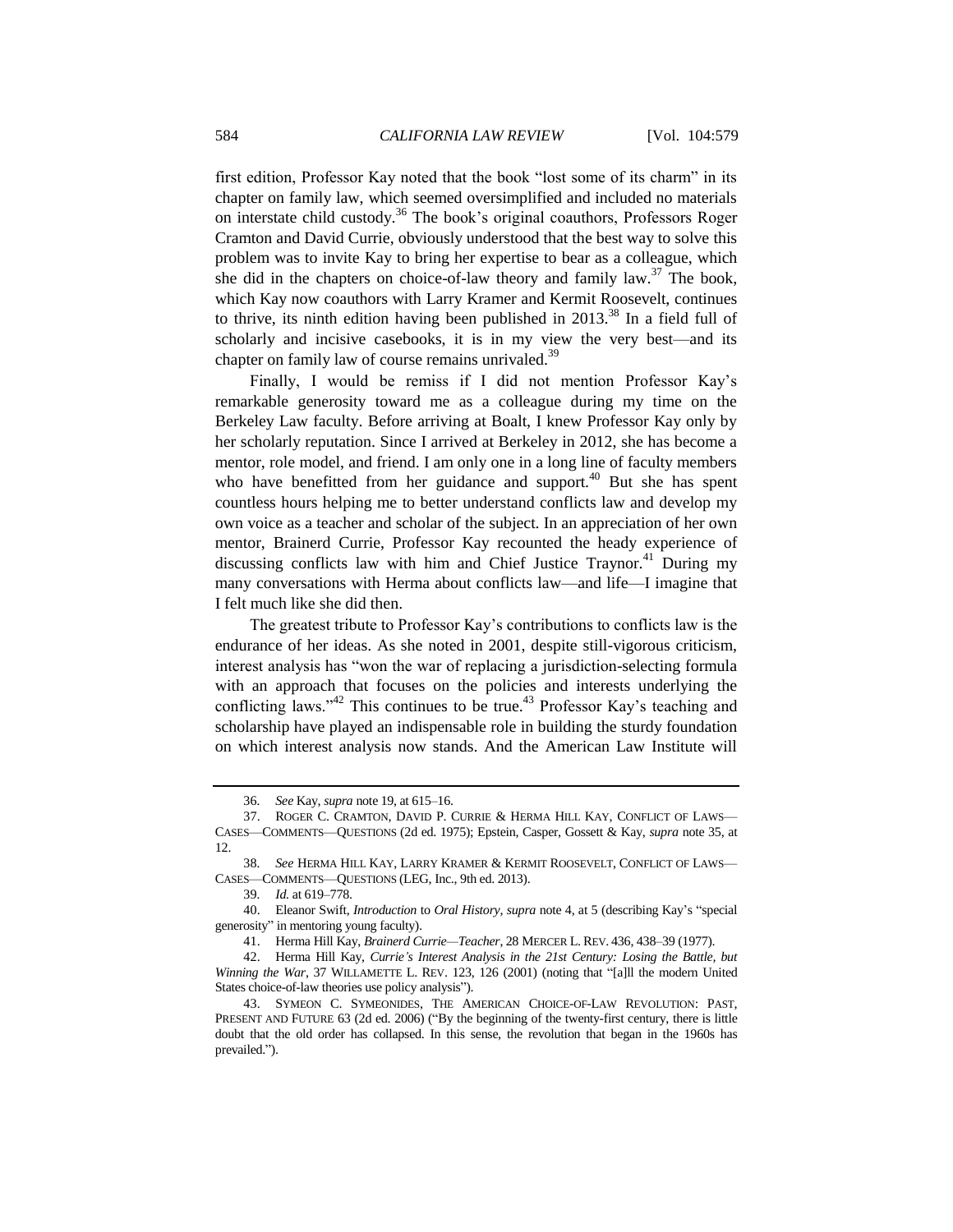first edition, Professor Kay noted that the book "lost some of its charm" in its chapter on family law, which seemed oversimplified and included no materials on interstate child custody.[36] The book's original coauthors, Professors Roger Cramton and David Currie, obviously understood that the best way to solve this problem was to invite Kay to bring her expertise to bear as a colleague, which she did in the chapters on choice-of-law theory and family law.[37] The book, which Kay now coauthors with Larry Kramer and Kermit Roosevelt, continues to thrive, its ninth edition having been published in 2013.[38] In a field full of scholarly and incisive casebooks, it is in my view the very best—and its chapter on family law of course remains unrivaled.[39]

Finally, I would be remiss if I did not mention Professor Kay's remarkable generosity toward me as a colleague during my time on the Berkeley Law faculty. Before arriving at Boalt, I knew Professor Kay only by her scholarly reputation. Since I arrived at Berkeley in 2012, she has become a mentor, role model, and friend. I am only one in a long line of faculty members who have benefitted from her guidance and support.[40] But she has spent countless hours helping me to better understand conflicts law and develop my own voice as a teacher and scholar of the subject. In an appreciation of her own mentor, Brainerd Currie, Professor Kay recounted the heady experience of discussing conflicts law with him and Chief Justice Traynor.[41] During my many conversations with Herma about conflicts law—and life—I imagine that I felt much like she did then.

The greatest tribute to Professor Kay's contributions to conflicts law is the endurance of her ideas. As she noted in 2001, despite still-vigorous criticism, interest analysis has "won the war of replacing a jurisdiction-selecting formula with an approach that focuses on the policies and interests underlying the conflicting laws."[42] This continues to be true.[43] Professor Kay's teaching and scholarship have played an indispensable role in building the sturdy foundation on which interest analysis now stands. And the American Law Institute will

---

36. *See* Kay, *supra* note 19, at 615–16.

37. ROGER C. CRAMTON, DAVID P. CURRIE & HERMA HILL KAY, CONFLICT OF LAWS—CASES—COMMENTS—QUESTIONS (2d ed. 1975); Epstein, Casper, Gossett & Kay, *supra* note 35, at 12.

38. *See* HERMA HILL KAY, LARRY KRAMER & KERMIT ROOSEVELT, CONFLICT OF LAWS—CASES—COMMENTS—QUESTIONS (LEG, Inc., 9th ed. 2013).

39. *Id.* at 619–778.

40. Eleanor Swift, *Introduction* to *Oral History*, *supra* note 4, at 5 (describing Kay's "special generosity" in mentoring young faculty).

41. Herma Hill Kay, *Brainerd Currie—Teacher*, 28 MERCER L. REV. 436, 438–39 (1977).

42. Herma Hill Kay, *Currie's Interest Analysis in the 21st Century: Losing the Battle, but Winning the War*, 37 WILLAMETTE L. REV. 123, 126 (2001) (noting that "[a]ll the modern United States choice-of-law theories use policy analysis").

43. SYMEON C. SYMEONIDES, THE AMERICAN CHOICE-OF-LAW REVOLUTION: PAST, PRESENT AND FUTURE 63 (2d ed. 2006) ("By the beginning of the twenty-first century, there is little doubt that the old order has collapsed. In this sense, the revolution that began in the 1960s has prevailed.").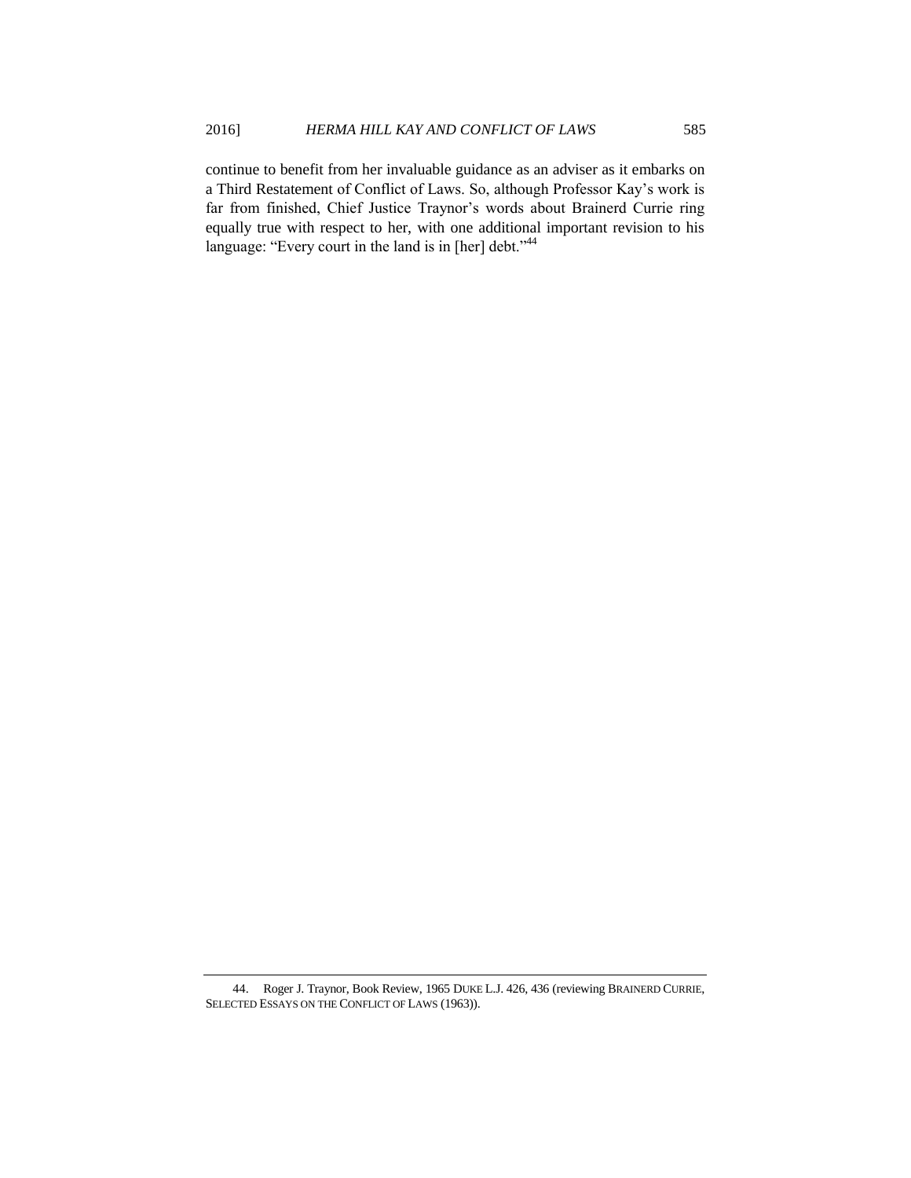continue to benefit from her invaluable guidance as an adviser as it embarks on a Third Restatement of Conflict of Laws. So, although Professor Kay's work is far from finished, Chief Justice Traynor's words about Brainerd Currie ring equally true with respect to her, with one additional important revision to his language: "Every court in the land is in [her] debt."[44]

---

44. Roger J. Traynor, Book Review, 1965 DUKE L.J. 426, 436 (reviewing BRAINERD CURRIE, SELECTED ESSAYS ON THE CONFLICT OF LAWS (1963)).